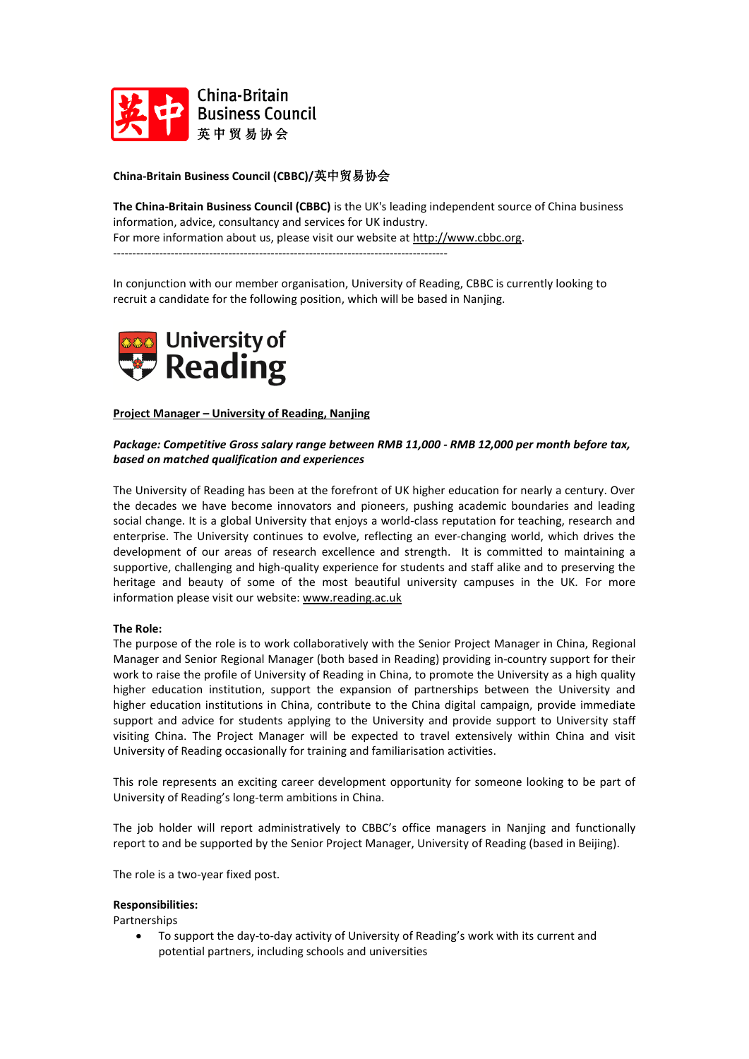**China-Britain Business Council (CBBC)/英中贸易协会**

**The China-Britain Business Council (CBBC)** is the UK's leading independent source of China business information, advice, consultancy and services for UK industry.
For more information about us, please visit our website at http://www.cbbc.org.

---

In conjunction with our member organisation, University of Reading, CBBC is currently looking to recruit a candidate for the following position, which will be based in Nanjing.

**Project Manager – University of Reading, Nanjing**

***Package: Competitive Gross salary range between RMB 11,000 - RMB 12,000 per month before tax, based on matched qualification and experiences***

The University of Reading has been at the forefront of UK higher education for nearly a century. Over the decades we have become innovators and pioneers, pushing academic boundaries and leading social change. It is a global University that enjoys a world-class reputation for teaching, research and enterprise. The University continues to evolve, reflecting an ever-changing world, which drives the development of our areas of research excellence and strength. It is committed to maintaining a supportive, challenging and high-quality experience for students and staff alike and to preserving the heritage and beauty of some of the most beautiful university campuses in the UK. For more information please visit our website: www.reading.ac.uk

**The Role:**
The purpose of the role is to work collaboratively with the Senior Project Manager in China, Regional Manager and Senior Regional Manager (both based in Reading) providing in-country support for their work to raise the profile of University of Reading in China, to promote the University as a high quality higher education institution, support the expansion of partnerships between the University and higher education institutions in China, contribute to the China digital campaign, provide immediate support and advice for students applying to the University and provide support to University staff visiting China. The Project Manager will be expected to travel extensively within China and visit University of Reading occasionally for training and familiarisation activities.

This role represents an exciting career development opportunity for someone looking to be part of University of Reading's long-term ambitions in China.

The job holder will report administratively to CBBC's office managers in Nanjing and functionally report to and be supported by the Senior Project Manager, University of Reading (based in Beijing).

The role is a two-year fixed post.

**Responsibilities:**
Partnerships

- To support the day-to-day activity of University of Reading's work with its current and potential partners, including schools and universities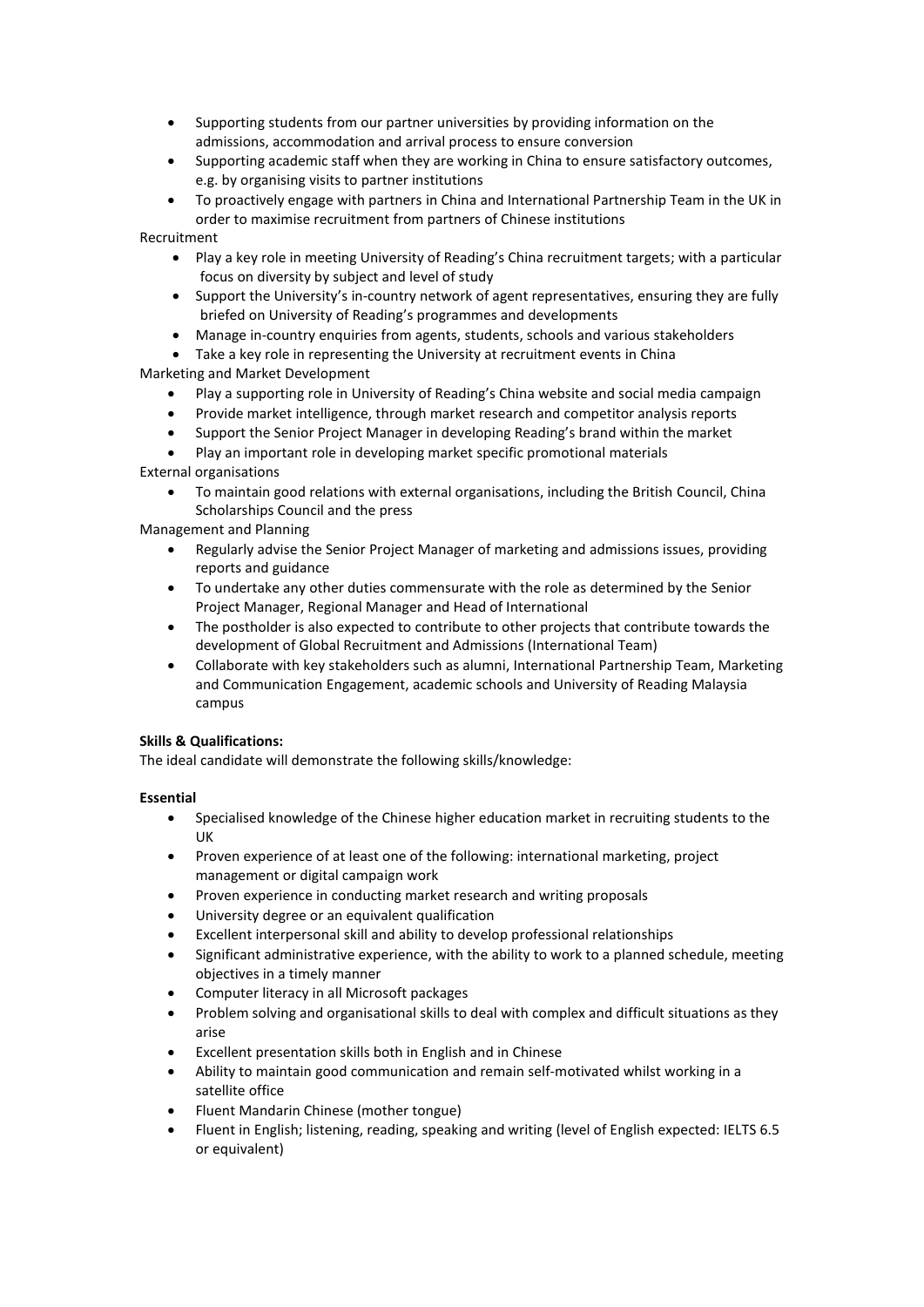- Supporting students from our partner universities by providing information on the admissions, accommodation and arrival process to ensure conversion
- Supporting academic staff when they are working in China to ensure satisfactory outcomes, e.g. by organising visits to partner institutions
- To proactively engage with partners in China and International Partnership Team in the UK in order to maximise recruitment from partners of Chinese institutions

Recruitment

- Play a key role in meeting University of Reading's China recruitment targets; with a particular focus on diversity by subject and level of study
- Support the University's in-country network of agent representatives, ensuring they are fully briefed on University of Reading's programmes and developments
- Manage in-country enquiries from agents, students, schools and various stakeholders
- Take a key role in representing the University at recruitment events in China

Marketing and Market Development

- Play a supporting role in University of Reading's China website and social media campaign
- Provide market intelligence, through market research and competitor analysis reports
- Support the Senior Project Manager in developing Reading's brand within the market
- Play an important role in developing market specific promotional materials

External organisations

- To maintain good relations with external organisations, including the British Council, China Scholarships Council and the press

Management and Planning

- Regularly advise the Senior Project Manager of marketing and admissions issues, providing reports and guidance
- To undertake any other duties commensurate with the role as determined by the Senior Project Manager, Regional Manager and Head of International
- The postholder is also expected to contribute to other projects that contribute towards the development of Global Recruitment and Admissions (International Team)
- Collaborate with key stakeholders such as alumni, International Partnership Team, Marketing and Communication Engagement, academic schools and University of Reading Malaysia campus

**Skills & Qualifications:**

The ideal candidate will demonstrate the following skills/knowledge:

**Essential**

- Specialised knowledge of the Chinese higher education market in recruiting students to the UK
- Proven experience of at least one of the following: international marketing, project management or digital campaign work
- Proven experience in conducting market research and writing proposals
- University degree or an equivalent qualification
- Excellent interpersonal skill and ability to develop professional relationships
- Significant administrative experience, with the ability to work to a planned schedule, meeting objectives in a timely manner
- Computer literacy in all Microsoft packages
- Problem solving and organisational skills to deal with complex and difficult situations as they arise
- Excellent presentation skills both in English and in Chinese
- Ability to maintain good communication and remain self-motivated whilst working in a satellite office
- Fluent Mandarin Chinese (mother tongue)
- Fluent in English; listening, reading, speaking and writing (level of English expected: IELTS 6.5 or equivalent)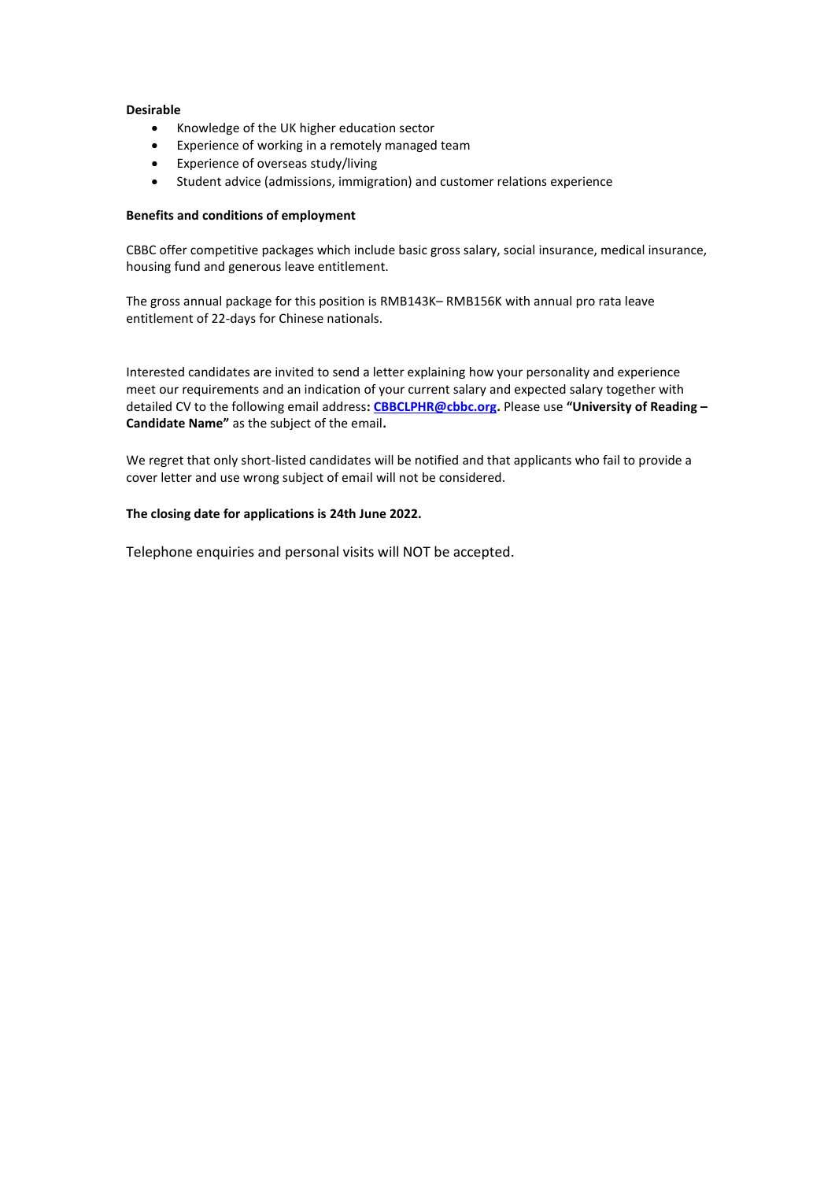**Desirable**

- Knowledge of the UK higher education sector
- Experience of working in a remotely managed team
- Experience of overseas study/living
- Student advice (admissions, immigration) and customer relations experience

**Benefits and conditions of employment**

CBBC offer competitive packages which include basic gross salary, social insurance, medical insurance, housing fund and generous leave entitlement.

The gross annual package for this position is RMB143K– RMB156K with annual pro rata leave entitlement of 22-days for Chinese nationals.

Interested candidates are invited to send a letter explaining how your personality and experience meet our requirements and an indication of your current salary and expected salary together with detailed CV to the following email address**: CBBCLPHR@cbbc.org.** Please use **"University of Reading – Candidate Name"** as the subject of the email**.**

We regret that only short-listed candidates will be notified and that applicants who fail to provide a cover letter and use wrong subject of email will not be considered.

**The closing date for applications is 24th June 2022.**

Telephone enquiries and personal visits will NOT be accepted.